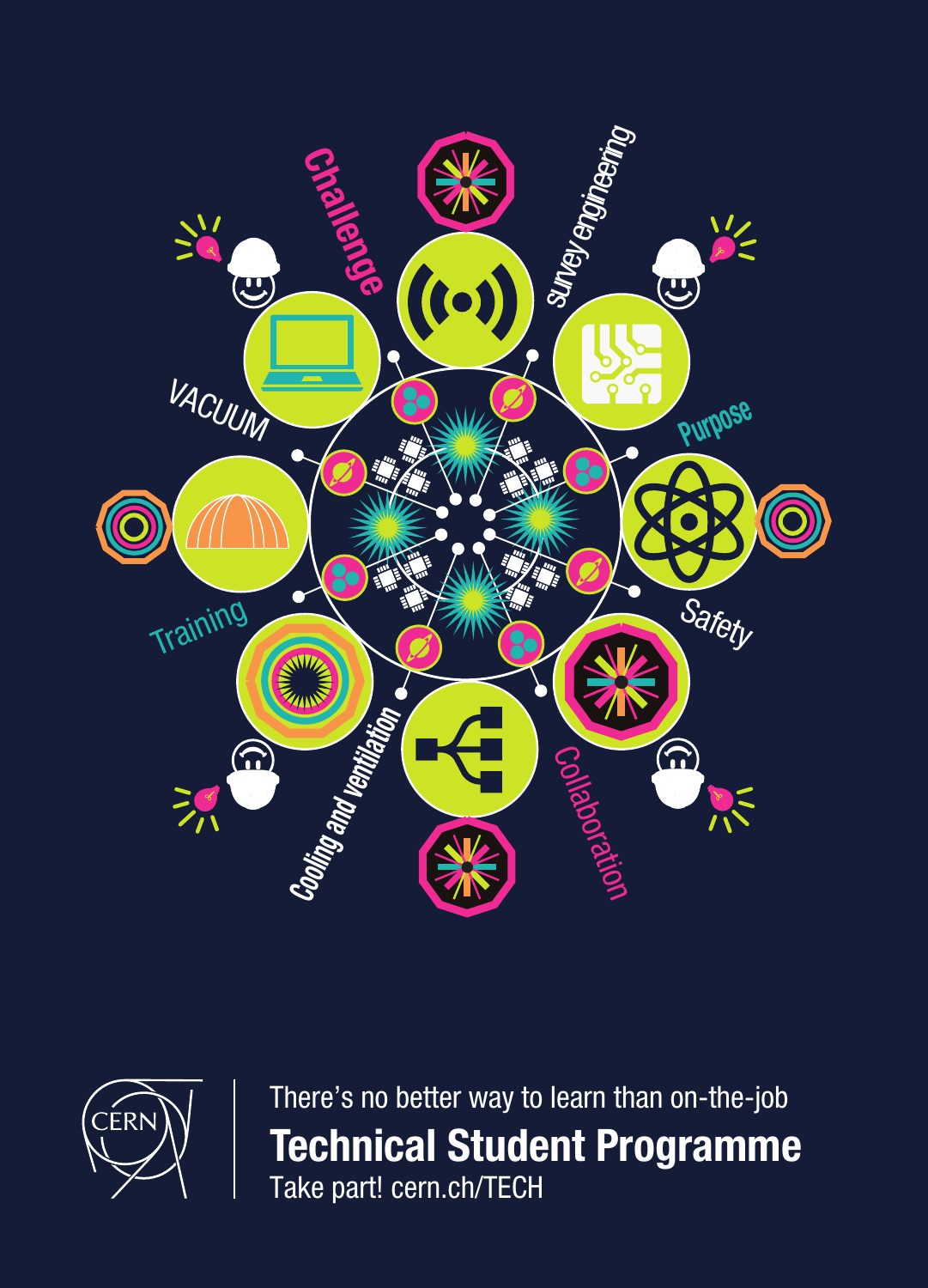Challenge

survey engineering

VACUUM

Purpose

Training

Safety

Cooling and ventilation

Collaboration

There's no better way to learn than on-the-job

**Technical Student Programme**

Take part! cern.ch/TECH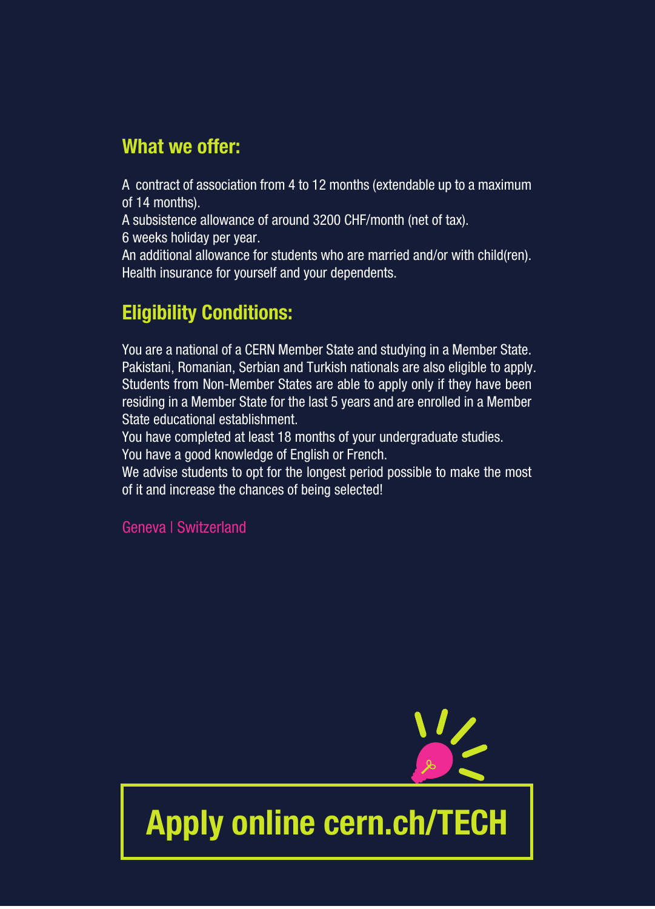## What we offer:

A contract of association from 4 to 12 months (extendable up to a maximum of 14 months).
A subsistence allowance of around 3200 CHF/month (net of tax).
6 weeks holiday per year.
An additional allowance for students who are married and/or with child(ren).
Health insurance for yourself and your dependents.

## Eligibility Conditions:

You are a national of a CERN Member State and studying in a Member State.
Pakistani, Romanian, Serbian and Turkish nationals are also eligible to apply.
Students from Non-Member States are able to apply only if they have been residing in a Member State for the last 5 years and are enrolled in a Member State educational establishment.
You have completed at least 18 months of your undergraduate studies.
You have a good knowledge of English or French.
We advise students to opt for the longest period possible to make the most of it and increase the chances of being selected!

Geneva | Switzerland

**Apply online cern.ch/TECH**